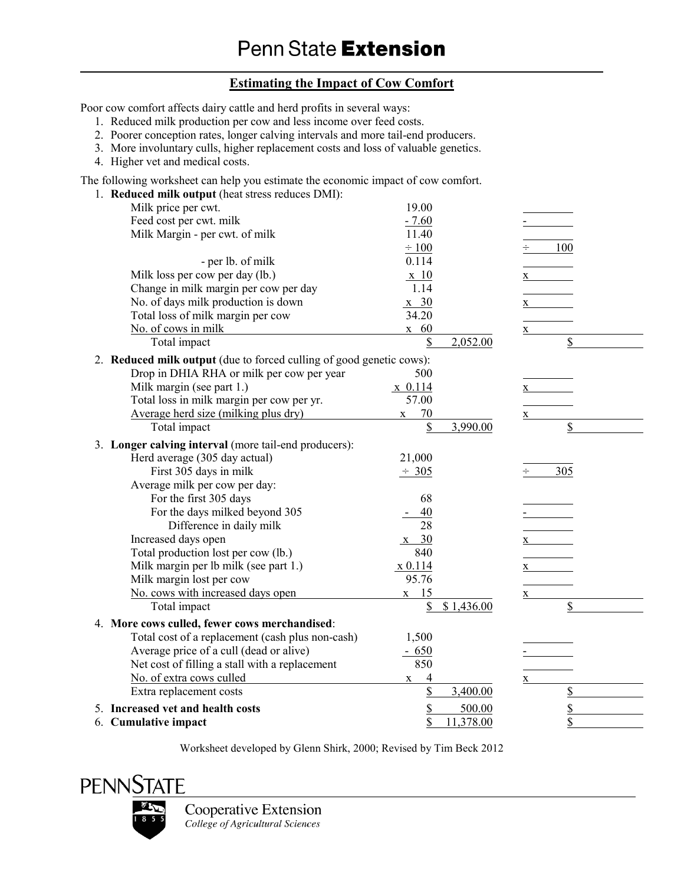# Penn State Extension

## Estimating the Impact of Cow Comfort

Poor cow comfort affects dairy cattle and herd profits in several ways:

1. Reduced milk production per cow and less income over feed costs.
2. Poorer conception rates, longer calving intervals and more tail-end producers.
3. More involuntary culls, higher replacement costs and loss of valuable genetics.
4. Higher vet and medical costs.

The following worksheet can help you estimate the economic impact of cow comfort.

**1. Reduced milk output** (heat stress reduces DMI):

| Item | Example | Example Total | Your Farm | Your Total |
|---|---|---|---|---|
| Milk price per cwt. | 19.00 | | | |
| Feed cost per cwt. milk | - 7.60 | | - | |
| Milk Margin - per cwt. of milk | 11.40 | | | |
| | ÷ 100 | | ÷ 100 | |
| - per lb. of milk | 0.114 | | | |
| Milk loss per cow per day (lb.) | x 10 | | x | |
| Change in milk margin per cow per day | 1.14 | | | |
| No. of days milk production is down | x 30 | | x | |
| Total loss of milk margin per cow | 34.20 | | | |
| No. of cows in milk | x 60 | | x | |
| Total impact | $ | 2,052.00 | | $ |

**2. Reduced milk output** (due to forced culling of good genetic cows):

| Item | Example | Example Total | Your Farm | Your Total |
|---|---|---|---|---|
| Drop in DHIA RHA or milk per cow per year | 500 | | | |
| Milk margin (see part 1.) | x 0.114 | | x | |
| Total loss in milk margin per cow per yr. | 57.00 | | | |
| Average herd size (milking plus dry) | x 70 | | x | |
| Total impact | $ | 3,990.00 | | $ |

**3. Longer calving interval** (more tail-end producers):

| Item | Example | Example Total | Your Farm | Your Total |
|---|---|---|---|---|
| Herd average (305 day actual) | 21,000 | | | |
| First 305 days in milk | ÷ 305 | | ÷ 305 | |
| Average milk per cow per day: | | | | |
| For the first 305 days | 68 | | | |
| For the days milked beyond 305 | - 40 | | - | |
| Difference in daily milk | 28 | | | |
| Increased days open | x 30 | | x | |
| Total production lost per cow (lb.) | 840 | | | |
| Milk margin per lb milk (see part 1.) | x 0.114 | | x | |
| Milk margin lost per cow | 95.76 | | | |
| No. cows with increased days open | x 15 | | x | |
| Total impact | $ | $ 1,436.00 | | $ |

**4. More cows culled, fewer cows merchandised**:

| Item | Example | Example Total | Your Farm | Your Total |
|---|---|---|---|---|
| Total cost of a replacement (cash plus non-cash) | 1,500 | | | |
| Average price of a cull (dead or alive) | - 650 | | - | |
| Net cost of filling a stall with a replacement | 850 | | | |
| No. of extra cows culled | x 4 | | x | |
| Extra replacement costs | $ | 3,400.00 | | $ |

| Item | Example | Example Total | Your Farm | Your Total |
|---|---|---|---|---|
| **5. Increased vet and health costs** | $ | 500.00 | | $ |
| **6. Cumulative impact** | $ | 11,378.00 | | $ |

Worksheet developed by Glenn Shirk, 2000; Revised by Tim Beck 2012

PENNSTATE

Cooperative Extension
*College of Agricultural Sciences*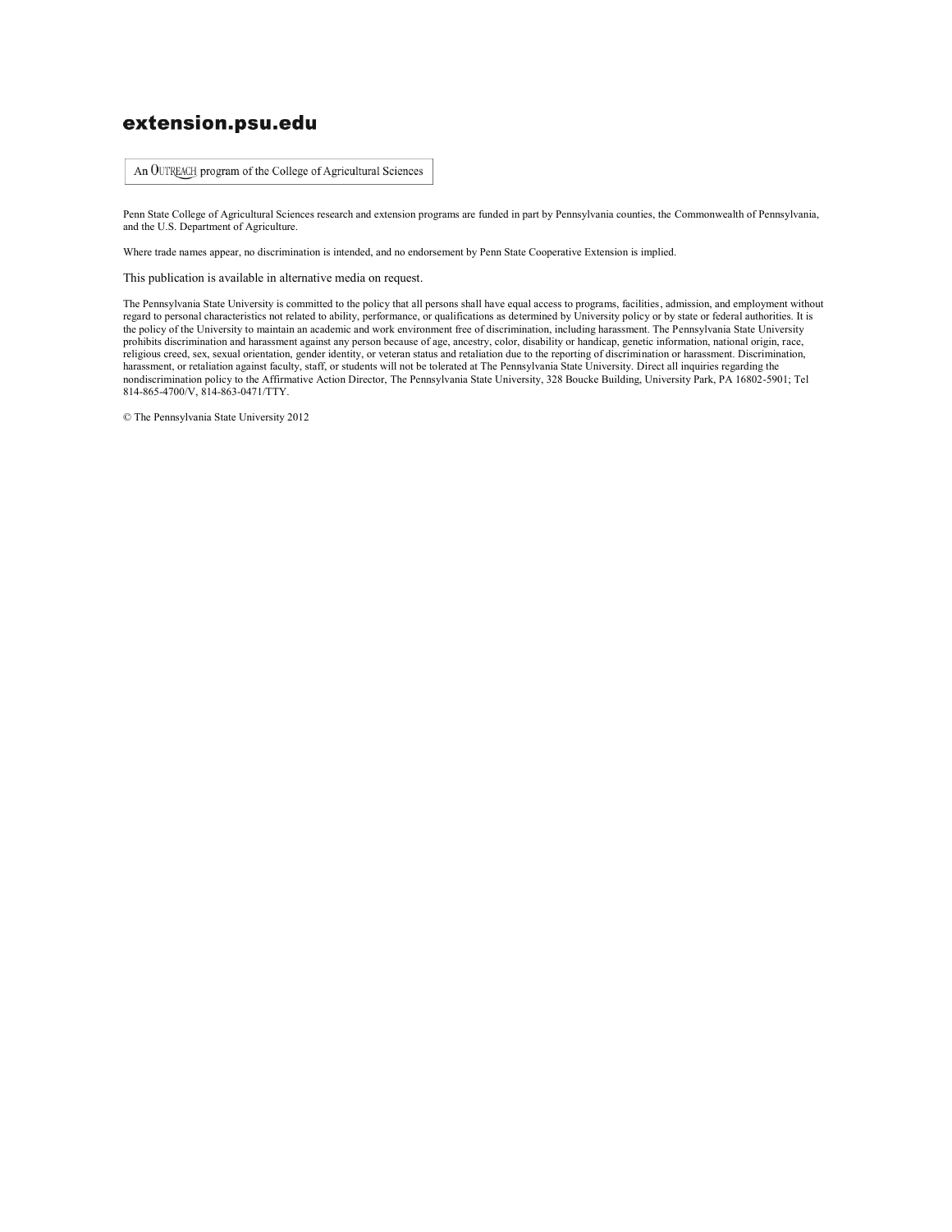**extension.psu.edu**

An OUTREACH program of the College of Agricultural Sciences

Penn State College of Agricultural Sciences research and extension programs are funded in part by Pennsylvania counties, the Commonwealth of Pennsylvania, and the U.S. Department of Agriculture.

Where trade names appear, no discrimination is intended, and no endorsement by Penn State Cooperative Extension is implied.

This publication is available in alternative media on request.

The Pennsylvania State University is committed to the policy that all persons shall have equal access to programs, facilities, admission, and employment without regard to personal characteristics not related to ability, performance, or qualifications as determined by University policy or by state or federal authorities. It is the policy of the University to maintain an academic and work environment free of discrimination, including harassment. The Pennsylvania State University prohibits discrimination and harassment against any person because of age, ancestry, color, disability or handicap, genetic information, national origin, race, religious creed, sex, sexual orientation, gender identity, or veteran status and retaliation due to the reporting of discrimination or harassment. Discrimination, harassment, or retaliation against faculty, staff, or students will not be tolerated at The Pennsylvania State University. Direct all inquiries regarding the nondiscrimination policy to the Affirmative Action Director, The Pennsylvania State University, 328 Boucke Building, University Park, PA 16802-5901; Tel 814-865-4700/V, 814-863-0471/TTY.

© The Pennsylvania State University 2012